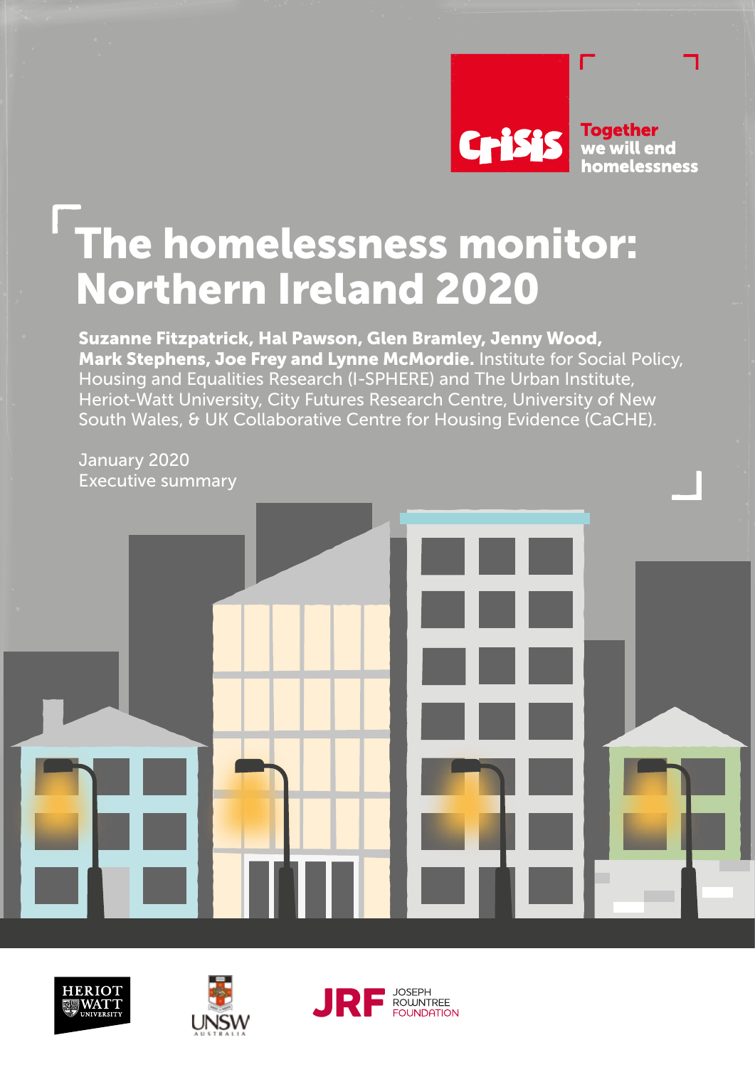Crisis

Together we will end homelessness

# The homelessness monitor: Northern Ireland 2020

**Suzanne Fitzpatrick, Hal Pawson, Glen Bramley, Jenny Wood, Mark Stephens, Joe Frey and Lynne McMordie.** Institute for Social Policy, Housing and Equalities Research (I-SPHERE) and The Urban Institute, Heriot-Watt University, City Futures Research Centre, University of New South Wales, & UK Collaborative Centre for Housing Evidence (CaCHE).

January 2020
Executive summary

HERIOT WATT UNIVERSITY

UNSW AUSTRALIA

JRF JOSEPH ROWNTREE FOUNDATION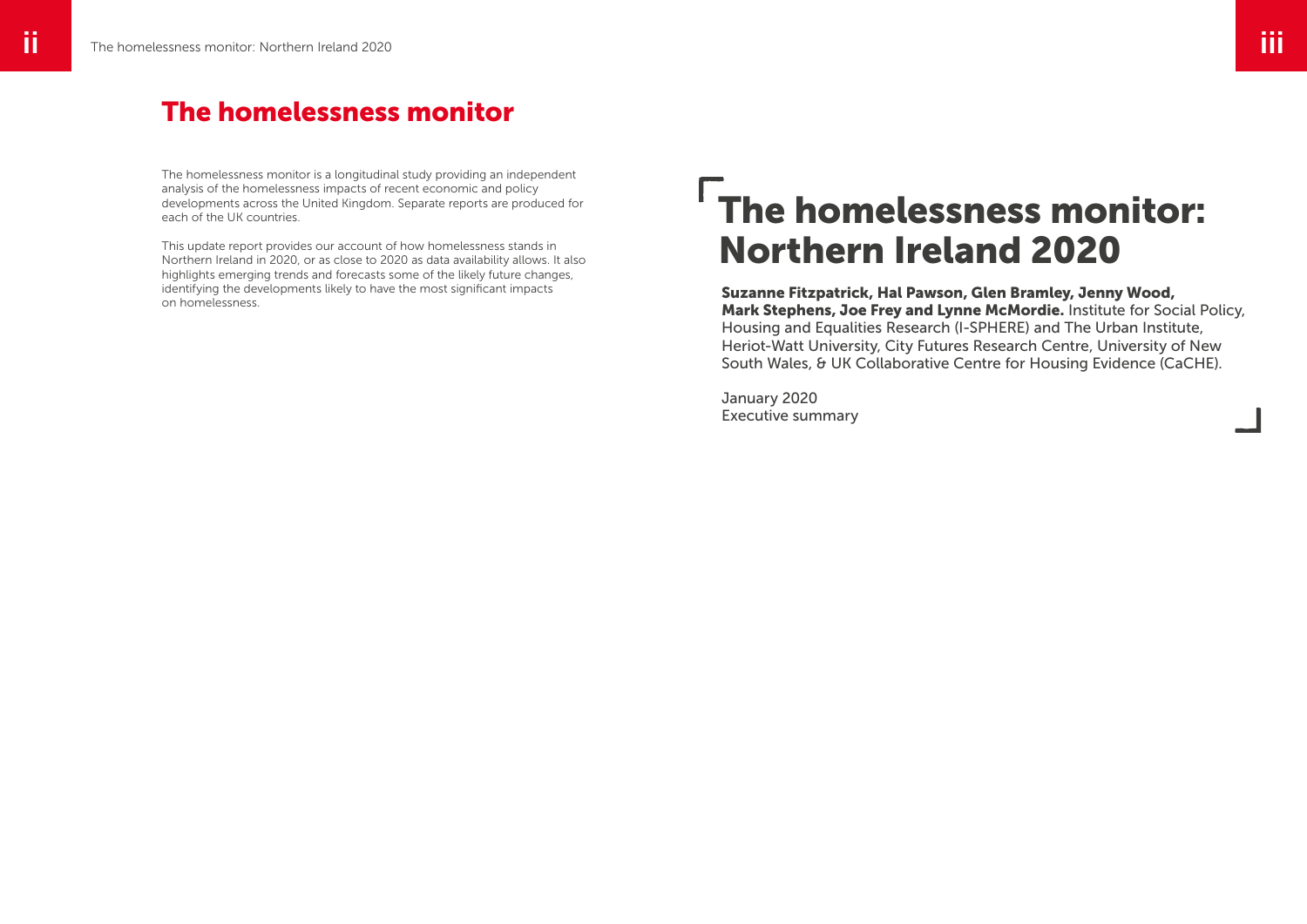## The homelessness monitor

The homelessness monitor is a longitudinal study providing an independent analysis of the homelessness impacts of recent economic and policy developments across the United Kingdom. Separate reports are produced for each of the UK countries.

This update report provides our account of how homelessness stands in Northern Ireland in 2020, or as close to 2020 as data availability allows. It also highlights emerging trends and forecasts some of the likely future changes, identifying the developments likely to have the most significant impacts on homelessness.

# The homelessness monitor: Northern Ireland 2020

**Suzanne Fitzpatrick, Hal Pawson, Glen Bramley, Jenny Wood, Mark Stephens, Joe Frey and Lynne McMordie.** Institute for Social Policy, Housing and Equalities Research (I-SPHERE) and The Urban Institute, Heriot-Watt University, City Futures Research Centre, University of New South Wales, & UK Collaborative Centre for Housing Evidence (CaCHE).

January 2020
Executive summary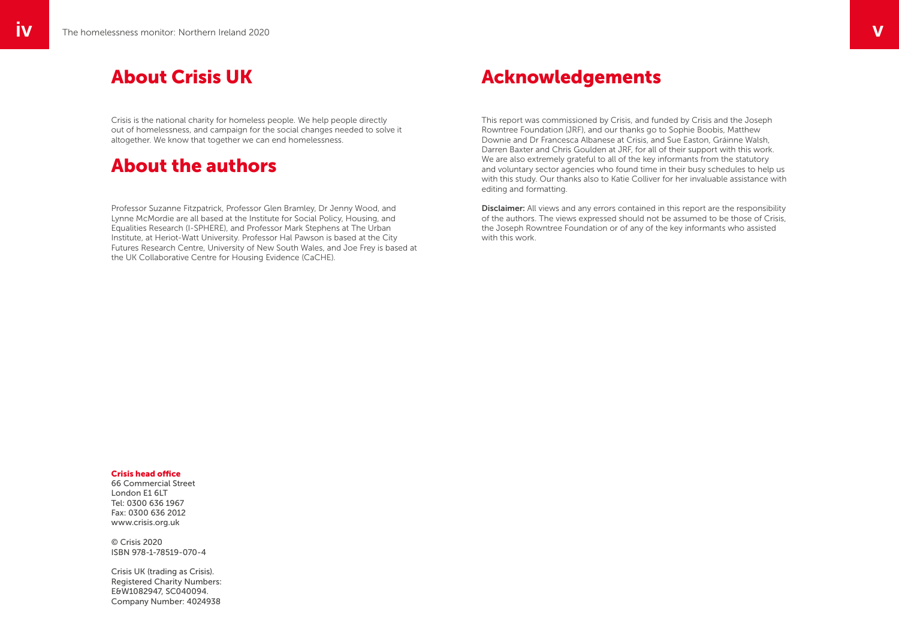## About Crisis UK

Crisis is the national charity for homeless people. We help people directly out of homelessness, and campaign for the social changes needed to solve it altogether. We know that together we can end homelessness.

## About the authors

Professor Suzanne Fitzpatrick, Professor Glen Bramley, Dr Jenny Wood, and Lynne McMordie are all based at the Institute for Social Policy, Housing, and Equalities Research (I-SPHERE), and Professor Mark Stephens at The Urban Institute, at Heriot-Watt University. Professor Hal Pawson is based at the City Futures Research Centre, University of New South Wales, and Joe Frey is based at the UK Collaborative Centre for Housing Evidence (CaCHE).

**Crisis head office**
66 Commercial Street
London E1 6LT
Tel: 0300 636 1967
Fax: 0300 636 2012
www.crisis.org.uk

© Crisis 2020
ISBN 978-1-78519-070-4

Crisis UK (trading as Crisis).
Registered Charity Numbers:
E&W1082947, SC040094.
Company Number: 4024938

## Acknowledgements

This report was commissioned by Crisis, and funded by Crisis and the Joseph Rowntree Foundation (JRF), and our thanks go to Sophie Boobis, Matthew Downie and Dr Francesca Albanese at Crisis, and Sue Easton, Gráinne Walsh, Darren Baxter and Chris Goulden at JRF, for all of their support with this work. We are also extremely grateful to all of the key informants from the statutory and voluntary sector agencies who found time in their busy schedules to help us with this study. Our thanks also to Katie Colliver for her invaluable assistance with editing and formatting.

**Disclaimer:** All views and any errors contained in this report are the responsibility of the authors. The views expressed should not be assumed to be those of Crisis, the Joseph Rowntree Foundation or of any of the key informants who assisted with this work.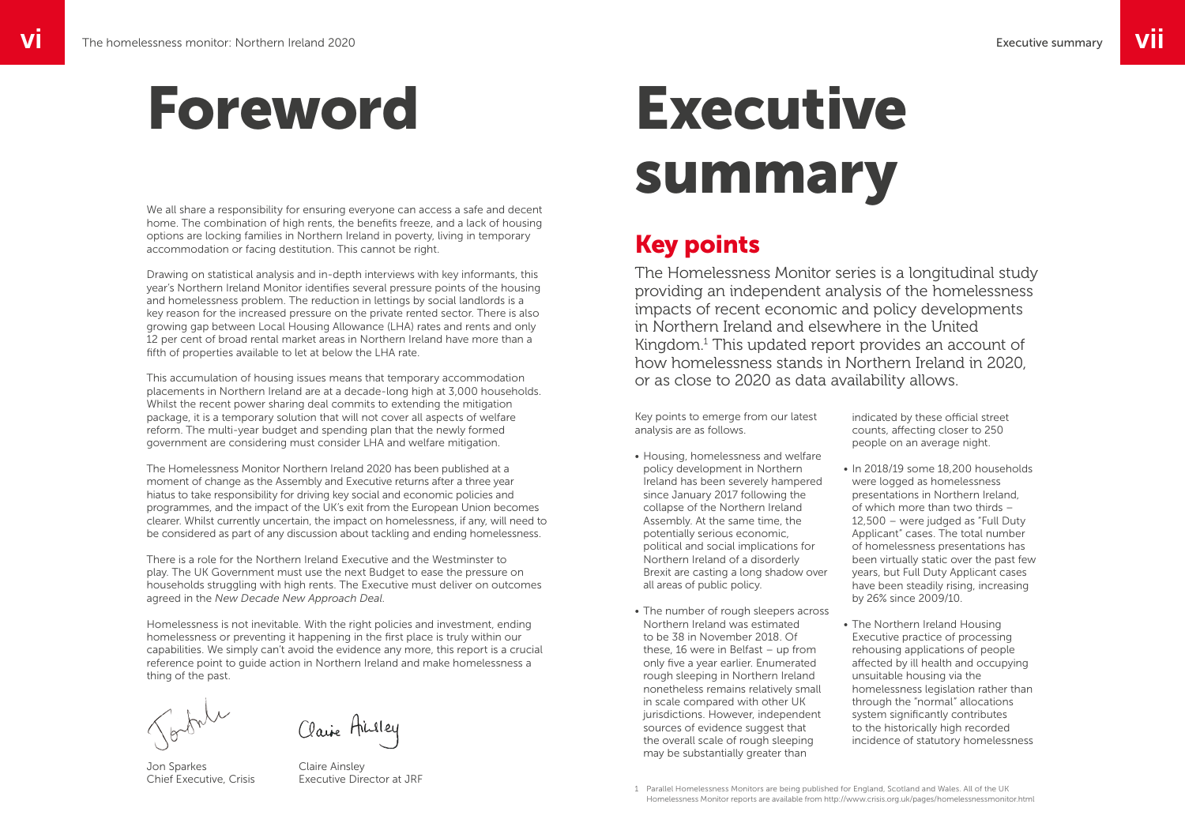# Foreword

We all share a responsibility for ensuring everyone can access a safe and decent home. The combination of high rents, the benefits freeze, and a lack of housing options are locking families in Northern Ireland in poverty, living in temporary accommodation or facing destitution. This cannot be right.

Drawing on statistical analysis and in-depth interviews with key informants, this year's Northern Ireland Monitor identifies several pressure points of the housing and homelessness problem. The reduction in lettings by social landlords is a key reason for the increased pressure on the private rented sector. There is also growing gap between Local Housing Allowance (LHA) rates and rents and only 12 per cent of broad rental market areas in Northern Ireland have more than a fifth of properties available to let at below the LHA rate.

This accumulation of housing issues means that temporary accommodation placements in Northern Ireland are at a decade-long high at 3,000 households. Whilst the recent power sharing deal commits to extending the mitigation package, it is a temporary solution that will not cover all aspects of welfare reform. The multi-year budget and spending plan that the newly formed government are considering must consider LHA and welfare mitigation.

The Homelessness Monitor Northern Ireland 2020 has been published at a moment of change as the Assembly and Executive returns after a three year hiatus to take responsibility for driving key social and economic policies and programmes, and the impact of the UK's exit from the European Union becomes clearer. Whilst currently uncertain, the impact on homelessness, if any, will need to be considered as part of any discussion about tackling and ending homelessness.

There is a role for the Northern Ireland Executive and the Westminster to play. The UK Government must use the next Budget to ease the pressure on households struggling with high rents. The Executive must deliver on outcomes agreed in the *New Decade New Approach Deal*.

Homelessness is not inevitable. With the right policies and investment, ending homelessness or preventing it happening in the first place is truly within our capabilities. We simply can't avoid the evidence any more, this report is a crucial reference point to guide action in Northern Ireland and make homelessness a thing of the past.

Jon Sparkes
Chief Executive, Crisis

Claire Ainsley
Executive Director at JRF

# Executive summary

## Key points

The Homelessness Monitor series is a longitudinal study providing an independent analysis of the homelessness impacts of recent economic and policy developments in Northern Ireland and elsewhere in the United Kingdom.[1] This updated report provides an account of how homelessness stands in Northern Ireland in 2020, or as close to 2020 as data availability allows.

Key points to emerge from our latest analysis are as follows.

- Housing, homelessness and welfare policy development in Northern Ireland has been severely hampered since January 2017 following the collapse of the Northern Ireland Assembly. At the same time, the potentially serious economic, political and social implications for Northern Ireland of a disorderly Brexit are casting a long shadow over all areas of public policy.
- The number of rough sleepers across Northern Ireland was estimated to be 38 in November 2018. Of these, 16 were in Belfast – up from only five a year earlier. Enumerated rough sleeping in Northern Ireland nonetheless remains relatively small in scale compared with other UK jurisdictions. However, independent sources of evidence suggest that the overall scale of rough sleeping may be substantially greater than indicated by these official street counts, affecting closer to 250 people on an average night.
- In 2018/19 some 18,200 households were logged as homelessness presentations in Northern Ireland, of which more than two thirds – 12,500 – were judged as "Full Duty Applicant" cases. The total number of homelessness presentations has been virtually static over the past few years, but Full Duty Applicant cases have been steadily rising, increasing by 26% since 2009/10.
- The Northern Ireland Housing Executive practice of processing rehousing applications of people affected by ill health and occupying unsuitable housing via the homelessness legislation rather than through the "normal" allocations system significantly contributes to the historically high recorded incidence of statutory homelessness

1 Parallel Homelessness Monitors are being published for England, Scotland and Wales. All of the UK Homelessness Monitor reports are available from http://www.crisis.org.uk/pages/homelessnessmonitor.html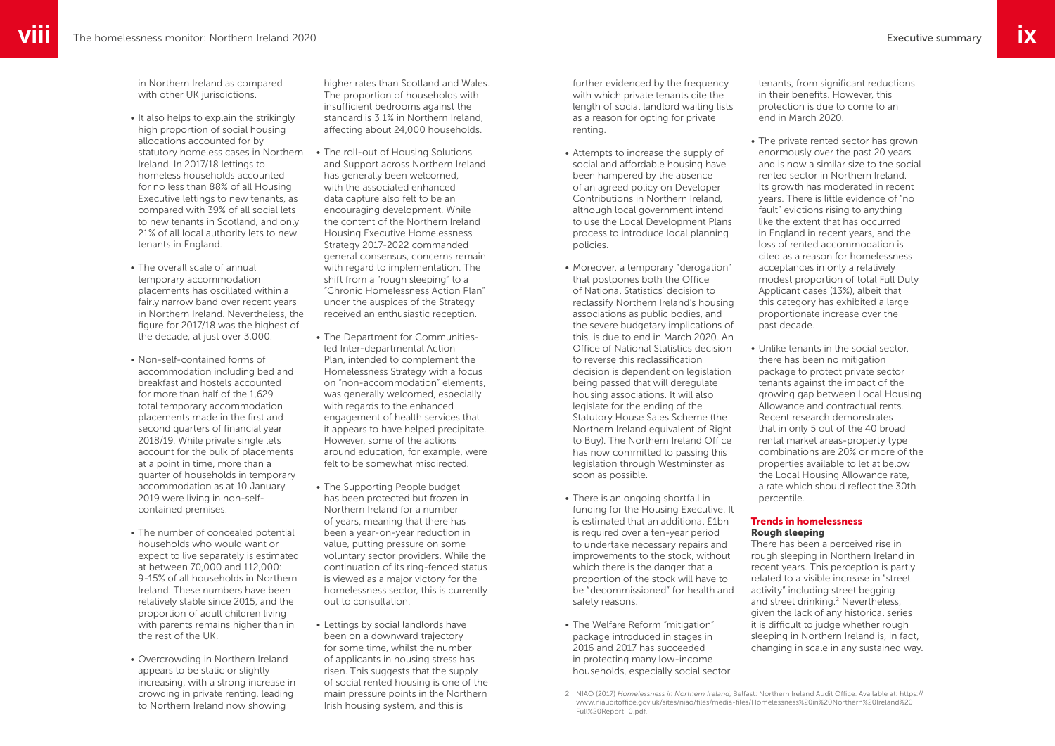in Northern Ireland as compared with other UK jurisdictions.

- It also helps to explain the strikingly high proportion of social housing allocations accounted for by statutory homeless cases in Northern Ireland. In 2017/18 lettings to homeless households accounted for no less than 88% of all Housing Executive lettings to new tenants, as compared with 39% of all social lets to new tenants in Scotland, and only 21% of all local authority lets to new tenants in England.

- The overall scale of annual temporary accommodation placements has oscillated within a fairly narrow band over recent years in Northern Ireland. Nevertheless, the figure for 2017/18 was the highest of the decade, at just over 3,000.

- Non-self-contained forms of accommodation including bed and breakfast and hostels accounted for more than half of the 1,629 total temporary accommodation placements made in the first and second quarters of financial year 2018/19. While private single lets account for the bulk of placements at a point in time, more than a quarter of households in temporary accommodation as at 10 January 2019 were living in non-self-contained premises.

- The number of concealed potential households who would want or expect to live separately is estimated at between 70,000 and 112,000: 9-15% of all households in Northern Ireland. These numbers have been relatively stable since 2015, and the proportion of adult children living with parents remains higher than in the rest of the UK.

- Overcrowding in Northern Ireland appears to be static or slightly increasing, with a strong increase in crowding in private renting, leading to Northern Ireland now showing higher rates than Scotland and Wales. The proportion of households with insufficient bedrooms against the standard is 3.1% in Northern Ireland, affecting about 24,000 households.

- The roll-out of Housing Solutions and Support across Northern Ireland has generally been welcomed, with the associated enhanced data capture also felt to be an encouraging development. While the content of the Northern Ireland Housing Executive Homelessness Strategy 2017-2022 commanded general consensus, concerns remain with regard to implementation. The shift from a "rough sleeping" to a "Chronic Homelessness Action Plan" under the auspices of the Strategy received an enthusiastic reception.

- The Department for Communities-led Inter-departmental Action Plan, intended to complement the Homelessness Strategy with a focus on "non-accommodation" elements, was generally welcomed, especially with regards to the enhanced engagement of health services that it appears to have helped precipitate. However, some of the actions around education, for example, were felt to be somewhat misdirected.

- The Supporting People budget has been protected but frozen in Northern Ireland for a number of years, meaning that there has been a year-on-year reduction in value, putting pressure on some voluntary sector providers. While the continuation of its ring-fenced status is viewed as a major victory for the homelessness sector, this is currently out to consultation.

- Lettings by social landlords have been on a downward trajectory for some time, whilst the number of applicants in housing stress has risen. This suggests that the supply of social rented housing is one of the main pressure points in the Northern Irish housing system, and this is further evidenced by the frequency with which private tenants cite the length of social landlord waiting lists as a reason for opting for private renting.

- Attempts to increase the supply of social and affordable housing have been hampered by the absence of an agreed policy on Developer Contributions in Northern Ireland, although local government intend to use the Local Development Plans process to introduce local planning policies.

- Moreover, a temporary "derogation" that postpones both the Office of National Statistics' decision to reclassify Northern Ireland's housing associations as public bodies, and the severe budgetary implications of this, is due to end in March 2020. An Office of National Statistics decision to reverse this reclassification decision is dependent on legislation being passed that will deregulate housing associations. It will also legislate for the ending of the Statutory House Sales Scheme (the Northern Ireland equivalent of Right to Buy). The Northern Ireland Office has now committed to passing this legislation through Westminster as soon as possible.

- There is an ongoing shortfall in funding for the Housing Executive. It is estimated that an additional £1bn is required over a ten-year period to undertake necessary repairs and improvements to the stock, without which there is the danger that a proportion of the stock will have to be "decommissioned" for health and safety reasons.

- The Welfare Reform "mitigation" package introduced in stages in 2016 and 2017 has succeeded in protecting many low-income households, especially social sector tenants, from significant reductions in their benefits. However, this protection is due to come to an end in March 2020.

- The private rented sector has grown enormously over the past 20 years and is now a similar size to the social rented sector in Northern Ireland. Its growth has moderated in recent years. There is little evidence of "no fault" evictions rising to anything like the extent that has occurred in England in recent years, and the loss of rented accommodation is cited as a reason for homelessness acceptances in only a relatively modest proportion of total Full Duty Applicant cases (13%), albeit that this category has exhibited a large proportionate increase over the past decade.

- Unlike tenants in the social sector, there has been no mitigation package to protect private sector tenants against the impact of the growing gap between Local Housing Allowance and contractual rents. Recent research demonstrates that in only 5 out of the 40 broad rental market areas-property type combinations are 20% or more of the properties available to let at below the Local Housing Allowance rate, a rate which should reflect the 30th percentile.

## Trends in homelessness

### Rough sleeping

There has been a perceived rise in rough sleeping in Northern Ireland in recent years. This perception is partly related to a visible increase in "street activity" including street begging and street drinking.[2] Nevertheless, given the lack of any historical series it is difficult to judge whether rough sleeping in Northern Ireland is, in fact, changing in scale in any sustained way.

2 NIAO (2017) *Homelessness in Northern Ireland*. Belfast: Northern Ireland Audit Office. Available at: https://www.niauditoffice.gov.uk/sites/niao/files/media-files/Homelessness%20in%20Northern%20Ireland%20Full%20Report_0.pdf.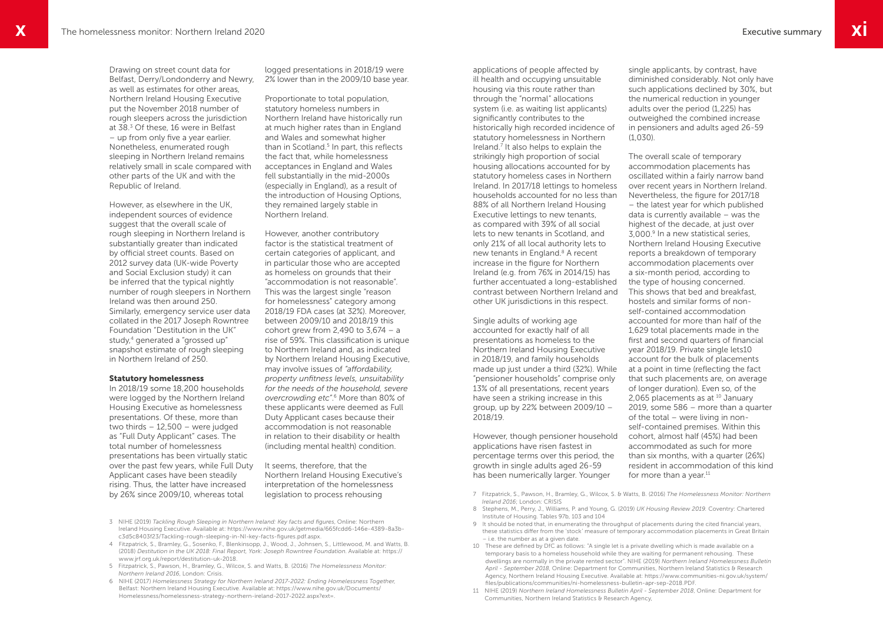Drawing on street count data for Belfast, Derry/Londonderry and Newry, as well as estimates for other areas, Northern Ireland Housing Executive put the November 2018 number of rough sleepers across the jurisdiction at 38.[3] Of these, 16 were in Belfast – up from only five a year earlier. Nonetheless, enumerated rough sleeping in Northern Ireland remains relatively small in scale compared with other parts of the UK and with the Republic of Ireland.

However, as elsewhere in the UK, independent sources of evidence suggest that the overall scale of rough sleeping in Northern Ireland is substantially greater than indicated by official street counts. Based on 2012 survey data (UK-wide Poverty and Social Exclusion study) it can be inferred that the typical nightly number of rough sleepers in Northern Ireland was then around 250. Similarly, emergency service user data collated in the 2017 Joseph Rowntree Foundation "Destitution in the UK" study,[4] generated a "grossed up" snapshot estimate of rough sleeping in Northern Ireland of 250.

### Statutory homelessness

In 2018/19 some 18,200 households were logged by the Northern Ireland Housing Executive as homelessness presentations. Of these, more than two thirds – 12,500 – were judged as "Full Duty Applicant" cases. The total number of homelessness presentations has been virtually static over the past few years, while Full Duty Applicant cases have been steadily rising. Thus, the latter have increased by 26% since 2009/10, whereas total logged presentations in 2018/19 were 2% lower than in the 2009/10 base year.

Proportionate to total population, statutory homeless numbers in Northern Ireland have historically run at much higher rates than in England and Wales and somewhat higher than in Scotland.[5] In part, this reflects the fact that, while homelessness acceptances in England and Wales fell substantially in the mid-2000s (especially in England), as a result of the introduction of Housing Options, they remained largely stable in Northern Ireland.

However, another contributory factor is the statistical treatment of certain categories of applicant, and in particular those who are accepted as homeless on grounds that their "accommodation is not reasonable". This was the largest single "reason for homelessness" category among 2018/19 FDA cases (at 32%). Moreover, between 2009/10 and 2018/19 this cohort grew from 2,490 to 3,674 – a rise of 59%. This classification is unique to Northern Ireland and, as indicated by Northern Ireland Housing Executive, may involve issues of *"affordability, property unfitness levels, unsuitability for the needs of the household, severe overcrowding etc"*.[6] More than 80% of these applicants were deemed as Full Duty Applicant cases because their accommodation is not reasonable in relation to their disability or health (including mental health) condition.

It seems, therefore, that the Northern Ireland Housing Executive's interpretation of the homelessness legislation to process rehousing applications of people affected by ill health and occupying unsuitable housing via this route rather than through the "normal" allocations system (i.e. as waiting list applicants) significantly contributes to the historically high recorded incidence of statutory homelessness in Northern Ireland.[7] It also helps to explain the strikingly high proportion of social housing allocations accounted for by statutory homeless cases in Northern Ireland. In 2017/18 lettings to homeless households accounted for no less than 88% of all Northern Ireland Housing Executive lettings to new tenants, as compared with 39% of all social lets to new tenants in Scotland, and only 21% of all local authority lets to new tenants in England.[8] A recent increase in the figure for Northern Ireland (e.g. from 76% in 2014/15) has further accentuated a long-established contrast between Northern Ireland and other UK jurisdictions in this respect.

Single adults of working age accounted for exactly half of all presentations as homeless to the Northern Ireland Housing Executive in 2018/19, and family households made up just under a third (32%). While "pensioner households" comprise only 13% of all presentations, recent years have seen a striking increase in this group, up by 22% between 2009/10 – 2018/19.

However, though pensioner household applications have risen fastest in percentage terms over this period, the growth in single adults aged 26-59 has been numerically larger. Younger single applicants, by contrast, have diminished considerably. Not only have such applications declined by 30%, but the numerical reduction in younger adults over the period (1,225) has outweighed the combined increase in pensioners and adults aged 26-59 (1,030).

The overall scale of temporary accommodation placements has oscillated within a fairly narrow band over recent years in Northern Ireland. Nevertheless, the figure for 2017/18 – the latest year for which published data is currently available – was the highest of the decade, at just over 3,000.[9] In a new statistical series, Northern Ireland Housing Executive reports a breakdown of temporary accommodation placements over a six-month period, according to the type of housing concerned. This shows that bed and breakfast, hostels and similar forms of non-self-contained accommodation accounted for more than half of the 1,629 total placements made in the first and second quarters of financial year 2018/19. Private single lets10 account for the bulk of placements at a point in time (reflecting the fact that such placements are, on average of longer duration). Even so, of the 2,065 placements as at [10] January 2019, some 586 – more than a quarter of the total – were living in non-self-contained premises. Within this cohort, almost half (45%) had been accommodated as such for more than six months, with a quarter (26%) resident in accommodation of this kind for more than a year.[11]

---

3 NIHE (2019) *Tackling Rough Sleeping in Northern Ireland: Key facts and figures*, Online: Northern Ireland Housing Executive. Available at: https://www.nihe.gov.uk/getmedia/665fcdd6-146e-4389-8a3b-c3d5c8403f23/Tackling-rough-sleeping-in-NI-key-facts-figures.pdf.aspx.

4 Fitzpatrick, S., Bramley, G., Sosenko, F., Blenkinsopp, J., Wood, J., Johnsen, S., Littlewood, M. and Watts, B. (2018) *Destitution in the UK 2018: Final Report, York: Joseph Rowntree Foundation.* Available at: https://www.jrf.org.uk/report/destitution-uk-2018.

5 Fitzpatrick, S., Pawson, H., Bramley, G., Wilcox, S. and Watts, B. (2016) *The Homelessness Monitor: Northern Ireland 2016*, London: Crisis.

6 NIHE (2017) *Homelessness Strategy for Northern Ireland 2017-2022: Ending Homelessness Together,* Belfast: Northern Ireland Housing Executive. Available at: https://www.nihe.gov.uk/Documents/Homelessness/homelessness-strategy-northern-ireland-2017-2022.aspx?ext=.

7 Fitzpatrick, S., Pawson, H., Bramley, G., Wilcox, S. & Watts, B. (2016) *The Homelessness Monitor: Northern Ireland 2016*; London: CRISIS

8 Stephens, M., Perry, J., Williams, P. and Young, G. (2019) *UK Housing Review 2019.* Coventry: Chartered Institute of Housing. Tables 97b, 103 and 104

9 It should be noted that, in enumerating the throughput of placements during the cited financial years, these statistics differ from the 'stock' measure of temporary accommodation placements in Great Britain – i.e. the number as at a given date.

10 These are defined by DfC as follows: "A single let is a private dwelling which is made available on a temporary basis to a homeless household while they are waiting for permanent rehousing. These dwellings are normally in the private rented sector". NIHE (2019) *Northern Ireland Homelessness Bulletin April - September 2018*, Online: Department for Communities, Northern Ireland Statistics & Research Agency. Available at: https://www.communities-ni.gov.uk/system/files/publications/communities/ni-homelessness-bulletin-apr-sep-2018.PDF.

11 NIHE (2019) *Northern Ireland Homelessness Bulletin April - September 2018*, Online: Department for Communities, Northern Ireland Statistics & Research Agency,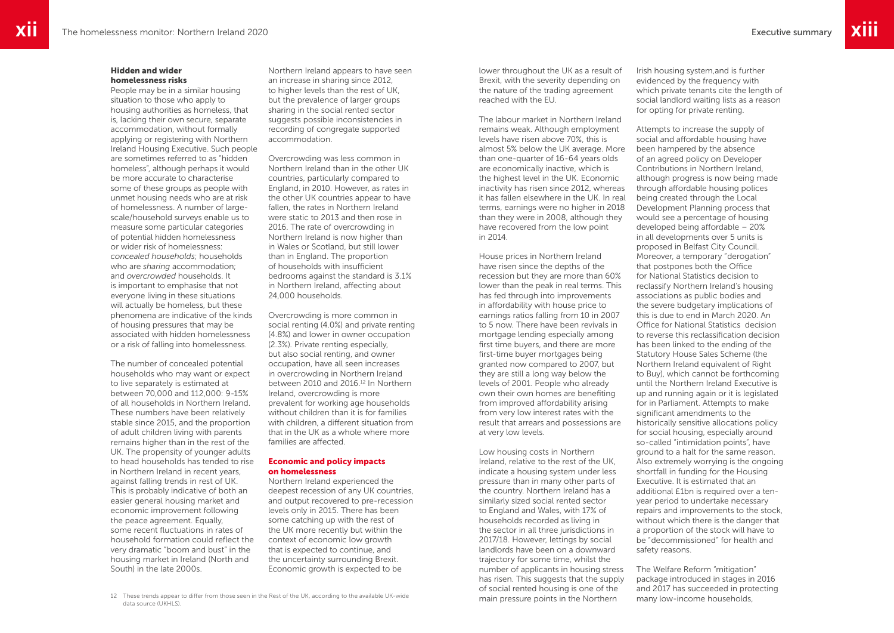### Hidden and wider homelessness risks

People may be in a similar housing situation to those who apply to housing authorities as homeless, that is, lacking their own secure, separate accommodation, without formally applying or registering with Northern Ireland Housing Executive. Such people are sometimes referred to as "hidden homeless", although perhaps it would be more accurate to characterise some of these groups as people with unmet housing needs who are at risk of homelessness. A number of large-scale/household surveys enable us to measure some particular categories of potential hidden homelessness or wider risk of homelessness: *concealed households*; households who are *sharing* accommodation; and *overcrowded* households. It is important to emphasise that not everyone living in these situations will actually be homeless, but these phenomena are indicative of the kinds of housing pressures that may be associated with hidden homelessness or a risk of falling into homelessness.

The number of concealed potential households who may want or expect to live separately is estimated at between 70,000 and 112,000: 9-15% of all households in Northern Ireland. These numbers have been relatively stable since 2015, and the proportion of adult children living with parents remains higher than in the rest of the UK. The propensity of younger adults to head households has tended to rise in Northern Ireland in recent years, against falling trends in rest of UK. This is probably indicative of both an easier general housing market and economic improvement following the peace agreement. Equally, some recent fluctuations in rates of household formation could reflect the very dramatic "boom and bust" in the housing market in Ireland (North and South) in the late 2000s.

Northern Ireland appears to have seen an increase in sharing since 2012, to higher levels than the rest of UK, but the prevalence of larger groups sharing in the social rented sector suggests possible inconsistencies in recording of congregate supported accommodation.

Overcrowding was less common in Northern Ireland than in the other UK countries, particularly compared to England, in 2010. However, as rates in the other UK countries appear to have fallen, the rates in Northern Ireland were static to 2013 and then rose in 2016. The rate of overcrowding in Northern Ireland is now higher than in Wales or Scotland, but still lower than in England. The proportion of households with insufficient bedrooms against the standard is 3.1% in Northern Ireland, affecting about 24,000 households.

Overcrowding is more common in social renting (4.0%) and private renting (4.8%) and lower in owner occupation (2.3%). Private renting especially, but also social renting, and owner occupation, have all seen increases in overcrowding in Northern Ireland between 2010 and 2016.[12] In Northern Ireland, overcrowding is more prevalent for working age households without children than it is for families with children, a different situation from that in the UK as a whole where more families are affected.

### Economic and policy impacts on homelessness

Northern Ireland experienced the deepest recession of any UK countries, and output recovered to pre-recession levels only in 2015. There has been some catching up with the rest of the UK more recently but within the context of economic low growth that is expected to continue, and the uncertainty surrounding Brexit. Economic growth is expected to be lower throughout the UK as a result of Brexit, with the severity depending on the nature of the trading agreement reached with the EU.

The labour market in Northern Ireland remains weak. Although employment levels have risen above 70%, this is almost 5% below the UK average. More than one-quarter of 16-64 years olds are economically inactive, which is the highest level in the UK. Economic inactivity has risen since 2012, whereas it has fallen elsewhere in the UK. In real terms, earnings were no higher in 2018 than they were in 2008, although they have recovered from the low point in 2014.

House prices in Northern Ireland have risen since the depths of the recession but they are more than 60% lower than the peak in real terms. This has fed through into improvements in affordability with house price to earnings ratios falling from 10 in 2007 to 5 now. There have been revivals in mortgage lending especially among first time buyers, and there are more first-time buyer mortgages being granted now compared to 2007, but they are still a long way below the levels of 2001. People who already own their own homes are benefiting from improved affordability arising from very low interest rates with the result that arrears and possessions are at very low levels.

Low housing costs in Northern Ireland, relative to the rest of the UK, indicate a housing system under less pressure than in many other parts of the country. Northern Ireland has a similarly sized social rented sector to England and Wales, with 17% of households recorded as living in the sector in all three jurisdictions in 2017/18. However, lettings by social landlords have been on a downward trajectory for some time, whilst the number of applicants in housing stress has risen. This suggests that the supply of social rented housing is one of the main pressure points in the Northern Irish housing system,and is further evidenced by the frequency with which private tenants cite the length of social landlord waiting lists as a reason for opting for private renting.

Attempts to increase the supply of social and affordable housing have been hampered by the absence of an agreed policy on Developer Contributions in Northern Ireland, although progress is now being made through affordable housing polices being created through the Local Development Planning process that would see a percentage of housing developed being affordable – 20% in all developments over 5 units is proposed in Belfast City Council. Moreover, a temporary "derogation" that postpones both the Office for National Statistics decision to reclassify Northern Ireland's housing associations as public bodies and the severe budgetary implications of this is due to end in March 2020. An Office for National Statistics decision to reverse this reclassification decision has been linked to the ending of the Statutory House Sales Scheme (the Northern Ireland equivalent of Right to Buy), which cannot be forthcoming until the Northern Ireland Executive is up and running again or it is legislated for in Parliament. Attempts to make significant amendments to the historically sensitive allocations policy for social housing, especially around so-called "intimidation points", have ground to a halt for the same reason. Also extremely worrying is the ongoing shortfall in funding for the Housing Executive. It is estimated that an additional £1bn is required over a ten-year period to undertake necessary repairs and improvements to the stock, without which there is the danger that a proportion of the stock will have to be "decommissioned" for health and safety reasons.

The Welfare Reform "mitigation" package introduced in stages in 2016 and 2017 has succeeded in protecting many low-income households,

12 These trends appear to differ from those seen in the Rest of the UK, according to the available UK-wide data source (UKHLS).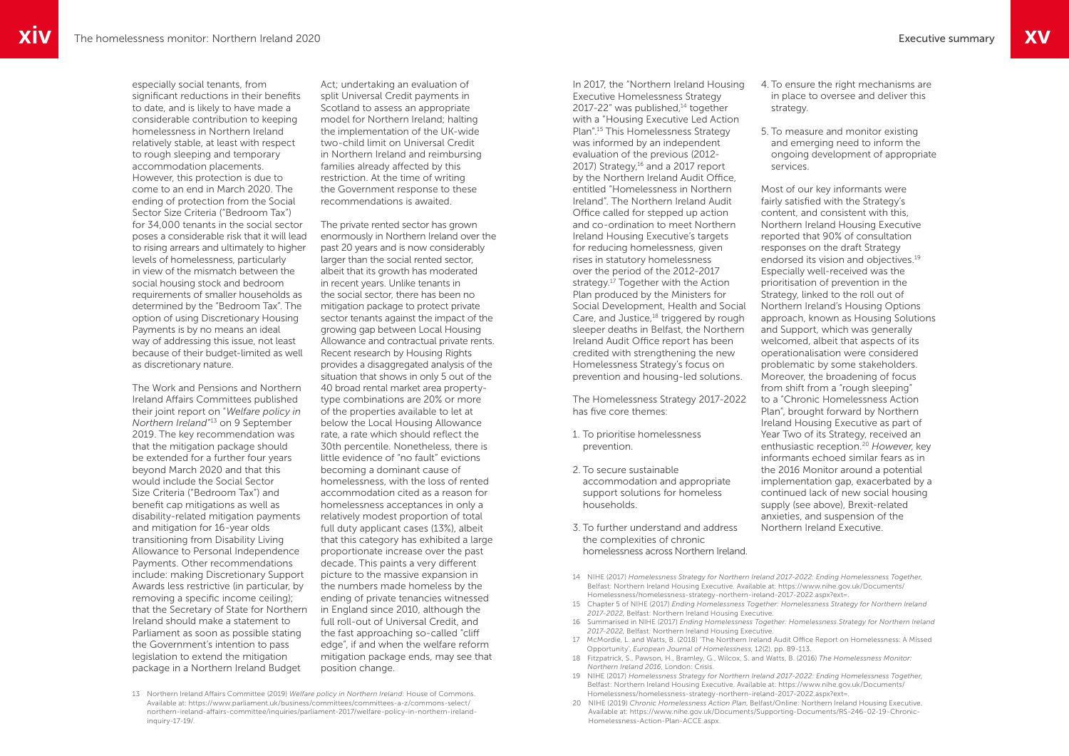especially social tenants, from significant reductions in their benefits to date, and is likely to have made a considerable contribution to keeping homelessness in Northern Ireland relatively stable, at least with respect to rough sleeping and temporary accommodation placements. However, this protection is due to come to an end in March 2020. The ending of protection from the Social Sector Size Criteria ("Bedroom Tax") for 34,000 tenants in the social sector poses a considerable risk that it will lead to rising arrears and ultimately to higher levels of homelessness, particularly in view of the mismatch between the social housing stock and bedroom requirements of smaller households as determined by the "Bedroom Tax". The option of using Discretionary Housing Payments is by no means an ideal way of addressing this issue, not least because of their budget-limited as well as discretionary nature.

The Work and Pensions and Northern Ireland Affairs Committees published their joint report on "*Welfare policy in Northern Ireland*"[13] on 9 September 2019. The key recommendation was that the mitigation package should be extended for a further four years beyond March 2020 and that this would include the Social Sector Size Criteria ("Bedroom Tax") and benefit cap mitigations as well as disability-related mitigation payments and mitigation for 16-year olds transitioning from Disability Living Allowance to Personal Independence Payments. Other recommendations include: making Discretionary Support Awards less restrictive (in particular, by removing a specific income ceiling); that the Secretary of State for Northern Ireland should make a statement to Parliament as soon as possible stating the Government's intention to pass legislation to extend the mitigation package in a Northern Ireland Budget Act; undertaking an evaluation of split Universal Credit payments in Scotland to assess an appropriate model for Northern Ireland; halting the implementation of the UK-wide two-child limit on Universal Credit in Northern Ireland and reimbursing families already affected by this restriction. At the time of writing the Government response to these recommendations is awaited.

The private rented sector has grown enormously in Northern Ireland over the past 20 years and is now considerably larger than the social rented sector, albeit that its growth has moderated in recent years. Unlike tenants in the social sector, there has been no mitigation package to protect private sector tenants against the impact of the growing gap between Local Housing Allowance and contractual private rents. Recent research by Housing Rights provides a disaggregated analysis of the situation that shows in only 5 out of the 40 broad rental market area property-type combinations are 20% or more of the properties available to let at below the Local Housing Allowance rate, a rate which should reflect the 30th percentile. Nonetheless, there is little evidence of "no fault" evictions becoming a dominant cause of homelessness, with the loss of rented accommodation cited as a reason for homelessness acceptances in only a relatively modest proportion of total full duty applicant cases (13%), albeit that this category has exhibited a large proportionate increase over the past decade. This paints a very different picture to the massive expansion in the numbers made homeless by the ending of private tenancies witnessed in England since 2010, although the full roll-out of Universal Credit, and the fast approaching so-called "cliff edge", if and when the welfare reform mitigation package ends, may see that position change.

In 2017, the "Northern Ireland Housing Executive Homelessness Strategy 2017-22" was published,[14] together with a "Housing Executive Led Action Plan".[15] This Homelessness Strategy was informed by an independent evaluation of the previous (2012-2017) Strategy,[16] and a 2017 report by the Northern Ireland Audit Office, entitled "Homelessness in Northern Ireland". The Northern Ireland Audit Office called for stepped up action and co-ordination to meet Northern Ireland Housing Executive's targets for reducing homelessness, given rises in statutory homelessness over the period of the 2012-2017 strategy.[17] Together with the Action Plan produced by the Ministers for Social Development, Health and Social Care, and Justice,[18] triggered by rough sleeper deaths in Belfast, the Northern Ireland Audit Office report has been credited with strengthening the new Homelessness Strategy's focus on prevention and housing-led solutions.

The Homelessness Strategy 2017-2022 has five core themes:

1. To prioritise homelessness prevention.
2. To secure sustainable accommodation and appropriate support solutions for homeless households.
3. To further understand and address the complexities of chronic homelessness across Northern Ireland.
4. To ensure the right mechanisms are in place to oversee and deliver this strategy.
5. To measure and monitor existing and emerging need to inform the ongoing development of appropriate services.

Most of our key informants were fairly satisfied with the Strategy's content, and consistent with this, Northern Ireland Housing Executive reported that 90% of consultation responses on the draft Strategy endorsed its vision and objectives.[19] Especially well-received was the prioritisation of prevention in the Strategy, linked to the roll out of Northern Ireland's Housing Options approach, known as Housing Solutions and Support, which was generally welcomed, albeit that aspects of its operationalisation were considered problematic by some stakeholders. Moreover, the broadening of focus from shift from a "rough sleeping" to a "Chronic Homelessness Action Plan", brought forward by Northern Ireland Housing Executive as part of Year Two of its Strategy, received an enthusiastic reception.[20] *However,* key informants echoed similar fears as in the 2016 Monitor around a potential implementation gap, exacerbated by a continued lack of new social housing supply (see above), Brexit-related anxieties, and suspension of the Northern Ireland Executive.

13 Northern Ireland Affairs Committee (2019) *Welfare policy in Northern Ireland*: House of Commons. Available at: https://www.parliament.uk/business/committees/committees-a-z/commons-select/northern-ireland-affairs-committee/inquiries/parliament-2017/welfare-policy-in-northern-ireland-inquiry-17-19/.

14 NIHE (2017) *Homelessness Strategy for Northern Ireland 2017-2022: Ending Homelessness Together*, Belfast: Northern Ireland Housing Executive. Available at: https://www.nihe.gov.uk/Documents/Homelessness/homelessness-strategy-northern-ireland-2017-2022.aspx?ext=.

15 Chapter 5 of NIHE (2017) *Ending Homelessness Together: Homelessness Strategy for Northern Ireland 2017-2022*, Belfast: Northern Ireland Housing Executive.

16 Summarised in NIHE (2017) *Ending Homelessness Together: Homelessness Strategy for Northern Ireland 2017-2022*, Belfast: Northern Ireland Housing Executive.

17 McMordie, L. and Watts, B. (2018) 'The Northern Ireland Audit Office Report on Homelessness: A Missed Opportunity', *European Journal of Homelessness*, 12(2), pp. 89-113.

18 Fitzpatrick, S., Pawson, H., Bramley, G., Wilcox, S. and Watts, B. (2016) *The Homelessness Monitor: Northern Ireland 2016*, London: Crisis.

19 NIHE (2017) *Homelessness Strategy for Northern Ireland 2017-2022: Ending Homelessness Together*, Belfast: Northern Ireland Housing Executive. Available at: https://www.nihe.gov.uk/Documents/Homelessness/homelessness-strategy-northern-ireland-2017-2022.aspx?ext=.

20 NIHE (2019) *Chronic Homelessness Action Plan*, Belfast/Online: Northern Ireland Housing Executive. Available at: https://www.nihe.gov.uk/Documents/Supporting-Documents/RS-246-02-19-Chronic-Homelessness-Action-Plan-ACCE.aspx.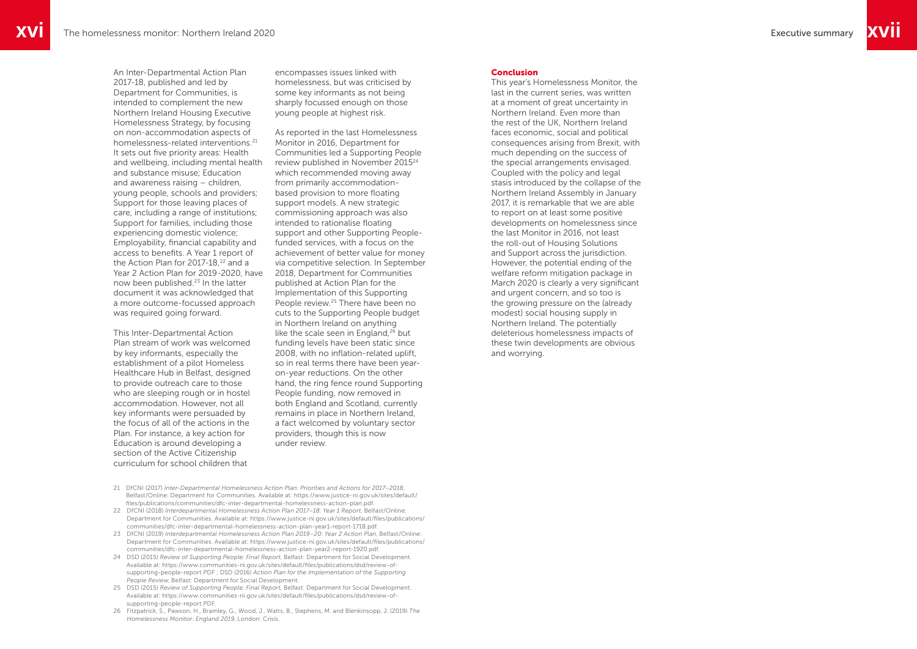An Inter-Departmental Action Plan 2017-18, published and led by Department for Communities, is intended to complement the new Northern Ireland Housing Executive Homelessness Strategy, by focusing on non-accommodation aspects of homelessness-related interventions.[21] It sets out five priority areas: Health and wellbeing, including mental health and substance misuse; Education and awareness raising – children, young people, schools and providers; Support for those leaving places of care, including a range of institutions; Support for families, including those experiencing domestic violence; Employability, financial capability and access to benefits. A Year 1 report of the Action Plan for 2017-18,[22] and a Year 2 Action Plan for 2019-2020, have now been published.[23] In the latter document it was acknowledged that a more outcome-focussed approach was required going forward.

This Inter-Departmental Action Plan stream of work was welcomed by key informants, especially the establishment of a pilot Homeless Healthcare Hub in Belfast, designed to provide outreach care to those who are sleeping rough or in hostel accommodation. However, not all key informants were persuaded by the focus of all of the actions in the Plan. For instance, a key action for Education is around developing a section of the Active Citizenship curriculum for school children that encompasses issues linked with homelessness, but was criticised by some key informants as not being sharply focussed enough on those young people at highest risk.

As reported in the last Homelessness Monitor in 2016, Department for Communities led a Supporting People review published in November 2015[24] which recommended moving away from primarily accommodation-based provision to more floating support models. A new strategic commissioning approach was also intended to rationalise floating support and other Supporting People-funded services, with a focus on the achievement of better value for money via competitive selection. In September 2018, Department for Communities published at Action Plan for the Implementation of this Supporting People review.[25] There have been no cuts to the Supporting People budget in Northern Ireland on anything like the scale seen in England,[26] but funding levels have been static since 2008, with no inflation-related uplift, so in real terms there have been year-on-year reductions. On the other hand, the ring fence round Supporting People funding, now removed in both England and Scotland, currently remains in place in Northern Ireland, a fact welcomed by voluntary sector providers, though this is now under review.

## Conclusion

This year's Homelessness Monitor, the last in the current series, was written at a moment of great uncertainty in Northern Ireland. Even more than the rest of the UK, Northern Ireland faces economic, social and political consequences arising from Brexit, with much depending on the success of the special arrangements envisaged. Coupled with the policy and legal stasis introduced by the collapse of the Northern Ireland Assembly in January 2017, it is remarkable that we are able to report on at least some positive developments on homelessness since the last Monitor in 2016, not least the roll-out of Housing Solutions and Support across the jurisdiction. However, the potential ending of the welfare reform mitigation package in March 2020 is clearly a very significant and urgent concern, and so too is the growing pressure on the (already modest) social housing supply in Northern Ireland. The potentially deleterious homelessness impacts of these twin developments are obvious and worrying.

---

21 DfCNI (2017) *Inter-Departmental Homelessness Action Plan: Priorities and Actions for 2017–2018*, Belfast/Online: Department for Communities. Available at: https://www.justice-ni.gov.uk/sites/default/files/publications/communities/dfc-inter-departmental-homelessness-action-plan.pdf.

22 DfCNI (2018) *Interdepartmental Homelessness Action Plan 2017–18: Year 1 Report*, Belfast/Online: Department for Communities. Available at: https://www.justice-ni.gov.uk/sites/default/files/publications/communities/dfc-inter-departmental-homelessness-action-plan-year1-report-1718.pdf.

23 DfCNI (2019) *Interdepartmental Homelessness Action Plan 2019–20: Year 2 Action Plan*, Belfast/Online: Department for Communities. Available at: https://www.justice-ni.gov.uk/sites/default/files/publications/communities/dfc-inter-departmental-homelessness-action-plan-year2-report-1920.pdf.

24 DSD (2015) *Review of Supporting People: Final Report*, Belfast: Department for Social Development. Available at: https://www.communities-ni.gov.uk/sites/default/files/publications/dsd/review-of-supporting-people-report.PDF ; DSD (2016) *Action Plan for the Implementation of the Supporting People Review*, Belfast: Department for Social Development.

25 DSD (2015) *Review of Supporting People: Final Report*, Belfast: Department for Social Development. Available at: https://www.communities-ni.gov.uk/sites/default/files/publications/dsd/review-of-supporting-people-report.PDF.

26 Fitzpatrick, S., Pawson, H., Bramley, G., Wood, J., Watts, B., Stephens, M. and Blenkinsopp, J. (2019) *The Homelessness Monitor: England 2019*, London: Crisis.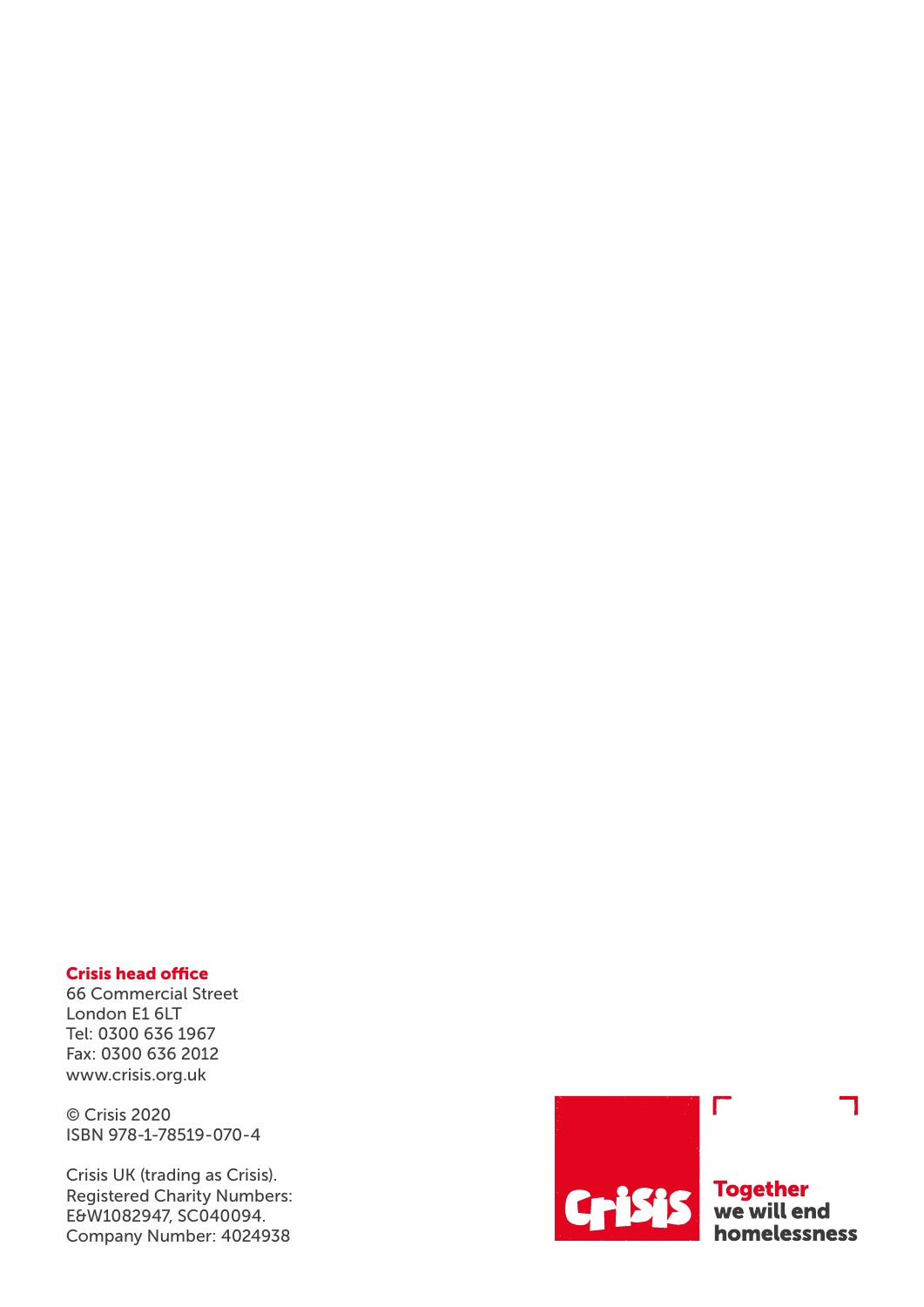**Crisis head office**
66 Commercial Street
London E1 6LT
Tel: 0300 636 1967
Fax: 0300 636 2012
www.crisis.org.uk

© Crisis 2020
ISBN 978-1-78519-070-4

Crisis UK (trading as Crisis).
Registered Charity Numbers:
E&W1082947, SC040094.
Company Number: 4024938

Crisis

**Together we will end homelessness**